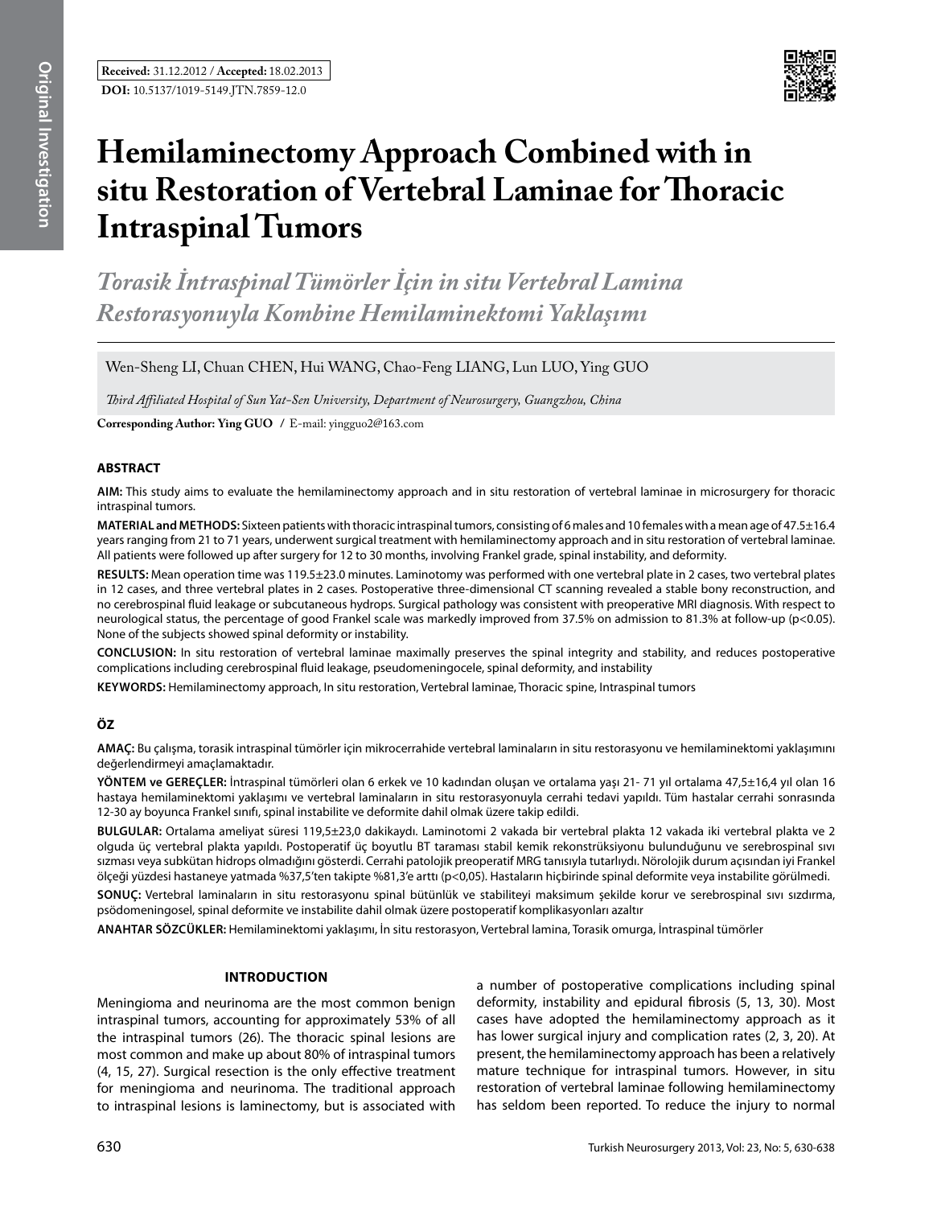**Received:** 31.12.2012 / **Accepted:** 18.02.2013

**DOI:** 10.5137/1019-5149.JTN.7859-12.0

# Hemilaminectomy Approach Combined with in situ Restoration of Vertebral Laminae for Thoracic Intraspinal Tumors

## *Torasik İntraspinal Tümörler İçin in situ Vertebral Lamina Restorasyonuyla Kombine Hemilaminektomi Yaklaşımı*

Wen-Sheng LI, Chuan CHEN, Hui WANG, Chao-Feng LIANG, Lun LUO, Ying GUO

*Third Affiliated Hospital of Sun Yat-Sen University, Department of Neurosurgery, Guangzhou, China*

**Corresponding Author: Ying GUO** / E-mail: yingguo2@163.com

### ABSTRACT

**AIM:** This study aims to evaluate the hemilaminectomy approach and in situ restoration of vertebral laminae in microsurgery for thoracic intraspinal tumors.

**MATERIAL and METHODS:** Sixteen patients with thoracic intraspinal tumors, consisting of 6 males and 10 females with a mean age of 47.5±16.4 years ranging from 21 to 71 years, underwent surgical treatment with hemilaminectomy approach and in situ restoration of vertebral laminae. All patients were followed up after surgery for 12 to 30 months, involving Frankel grade, spinal instability, and deformity.

**RESULTS:** Mean operation time was 119.5±23.0 minutes. Laminotomy was performed with one vertebral plate in 2 cases, two vertebral plates in 12 cases, and three vertebral plates in 2 cases. Postoperative three-dimensional CT scanning revealed a stable bony reconstruction, and no cerebrospinal fluid leakage or subcutaneous hydrops. Surgical pathology was consistent with preoperative MRI diagnosis. With respect to neurological status, the percentage of good Frankel scale was markedly improved from 37.5% on admission to 81.3% at follow-up ($p<0.05$). None of the subjects showed spinal deformity or instability.

**CONCLUSION:** In situ restoration of vertebral laminae maximally preserves the spinal integrity and stability, and reduces postoperative complications including cerebrospinal fluid leakage, pseudomeningocele, spinal deformity, and instability

**KEYWORDS:** Hemilaminectomy approach, In situ restoration, Vertebral laminae, Thoracic spine, Intraspinal tumors

### ÖZ

**AMAÇ:** Bu çalışma, torasik intraspinal tümörler için mikrocerrahide vertebral laminaların in situ restorasyonu ve hemilaminektomi yaklaşımını değerlendirmeyi amaçlamaktadır.

**YÖNTEM ve GEREÇLER:** İntraspinal tümörleri olan 6 erkek ve 10 kadından oluşan ve ortalama yaşı 21- 71 yıl ortalama 47,5±16,4 yıl olan 16 hastaya hemilaminektomi yaklaşımı ve vertebral laminaların in situ restorasyonuyla cerrahi tedavi yapıldı. Tüm hastalar cerrahi sonrasında 12-30 ay boyunca Frankel sınıfı, spinal instabilite ve deformite dahil olmak üzere takip edildi.

**BULGULAR:** Ortalama ameliyat süresi 119,5±23,0 dakikaydı. Laminotomi 2 vakada bir vertebral plakta 12 vakada iki vertebral plakta ve 2 olguda üç vertebral plakta yapıldı. Postoperatif üç boyutlu BT taraması stabil kemik rekonstrüksiyonu bulunduğunu ve serebrospinal sıvı sızması veya subkütan hidrops olmadığını gösterdi. Cerrahi patolojik preoperatif MRG tanısıyla tutarlıydı. Nörolojik durum açısından iyi Frankel ölçeği yüzdesi hastaneye yatmada %37,5'ten takipte %81,3'e arttı (p<0,05). Hastaların hiçbirinde spinal deformite veya instabilite görülmedi.

**SONUÇ:** Vertebral laminaların in situ restorasyonu spinal bütünlük ve stabiliteyi maksimum şekilde korur ve serebrospinal sıvı sızdırma, psödomeningosel, spinal deformite ve instabilite dahil olmak üzere postoperatif komplikasyonları azaltır

**ANAHTAR SÖZCÜKLER:** Hemilaminektomi yaklaşımı, İn situ restorasyon, Vertebral lamina, Torasik omurga, İntraspinal tümörler

### INTRODUCTION

Meningioma and neurinoma are the most common benign intraspinal tumors, accounting for approximately 53% of all the intraspinal tumors (26). The thoracic spinal lesions are most common and make up about 80% of intraspinal tumors (4, 15, 27). Surgical resection is the only effective treatment for meningioma and neurinoma. The traditional approach to intraspinal lesions is laminectomy, but is associated with a number of postoperative complications including spinal deformity, instability and epidural fibrosis (5, 13, 30). Most cases have adopted the hemilaminectomy approach as it has lower surgical injury and complication rates (2, 3, 20). At present, the hemilaminectomy approach has been a relatively mature technique for intraspinal tumors. However, in situ restoration of vertebral laminae following hemilaminectomy has seldom been reported. To reduce the injury to normal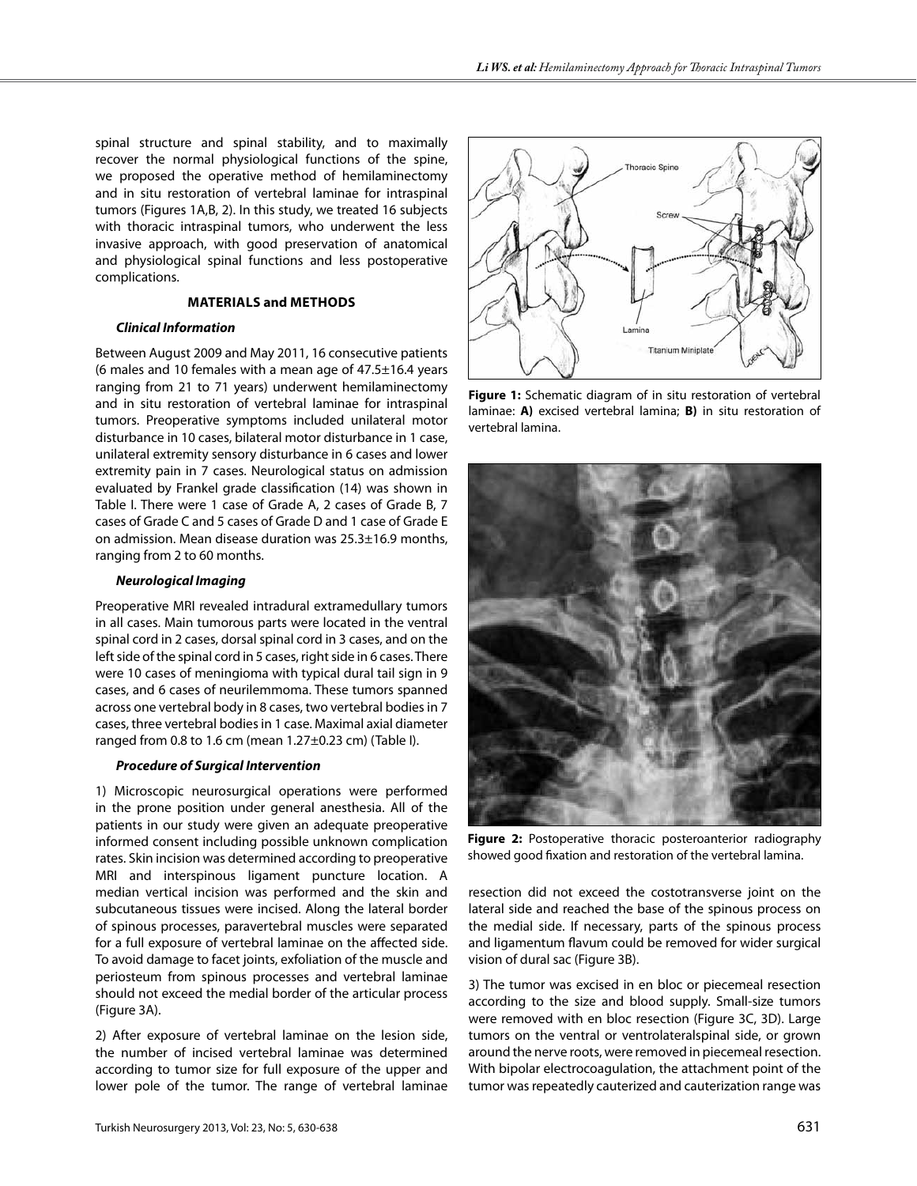spinal structure and spinal stability, and to maximally recover the normal physiological functions of the spine, we proposed the operative method of hemilaminectomy and in situ restoration of vertebral laminae for intraspinal tumors (Figures 1A,B, 2). In this study, we treated 16 subjects with thoracic intraspinal tumors, who underwent the less invasive approach, with good preservation of anatomical and physiological spinal functions and less postoperative complications.

## MATERIALS and METHODS

### *Clinical Information*

Between August 2009 and May 2011, 16 consecutive patients (6 males and 10 females with a mean age of 47.5±16.4 years ranging from 21 to 71 years) underwent hemilaminectomy and in situ restoration of vertebral laminae for intraspinal tumors. Preoperative symptoms included unilateral motor disturbance in 10 cases, bilateral motor disturbance in 1 case, unilateral extremity sensory disturbance in 6 cases and lower extremity pain in 7 cases. Neurological status on admission evaluated by Frankel grade classification (14) was shown in Table I. There were 1 case of Grade A, 2 cases of Grade B, 7 cases of Grade C and 5 cases of Grade D and 1 case of Grade E on admission. Mean disease duration was 25.3±16.9 months, ranging from 2 to 60 months.

### *Neurological Imaging*

Preoperative MRI revealed intradural extramedullary tumors in all cases. Main tumorous parts were located in the ventral spinal cord in 2 cases, dorsal spinal cord in 3 cases, and on the left side of the spinal cord in 5 cases, right side in 6 cases. There were 10 cases of meningioma with typical dural tail sign in 9 cases, and 6 cases of neurilemmoma. These tumors spanned across one vertebral body in 8 cases, two vertebral bodies in 7 cases, three vertebral bodies in 1 case. Maximal axial diameter ranged from 0.8 to 1.6 cm (mean 1.27±0.23 cm) (Table I).

### *Procedure of Surgical Intervention*

1) Microscopic neurosurgical operations were performed in the prone position under general anesthesia. All of the patients in our study were given an adequate preoperative informed consent including possible unknown complication rates. Skin incision was determined according to preoperative MRI and interspinous ligament puncture location. A median vertical incision was performed and the skin and subcutaneous tissues were incised. Along the lateral border of spinous processes, paravertebral muscles were separated for a full exposure of vertebral laminae on the affected side. To avoid damage to facet joints, exfoliation of the muscle and periosteum from spinous processes and vertebral laminae should not exceed the medial border of the articular process (Figure 3A).

2) After exposure of vertebral laminae on the lesion side, the number of incised vertebral laminae was determined according to tumor size for full exposure of the upper and lower pole of the tumor. The range of vertebral laminae resection did not exceed the costotransverse joint on the lateral side and reached the base of the spinous process on the medial side. If necessary, parts of the spinous process and ligamentum flavum could be removed for wider surgical vision of dural sac (Figure 3B).

3) The tumor was excised in en bloc or piecemeal resection according to the size and blood supply. Small-size tumors were removed with en bloc resection (Figure 3C, 3D). Large tumors on the ventral or ventrolateralspinal side, or grown around the nerve roots, were removed in piecemeal resection. With bipolar electrocoagulation, the attachment point of the tumor was repeatedly cauterized and cauterization range was

**Figure 1:** Schematic diagram of in situ restoration of vertebral laminae: **A)** excised vertebral lamina; **B)** in situ restoration of vertebral lamina.

**Figure 2:** Postoperative thoracic posteroanterior radiography showed good fixation and restoration of the vertebral lamina.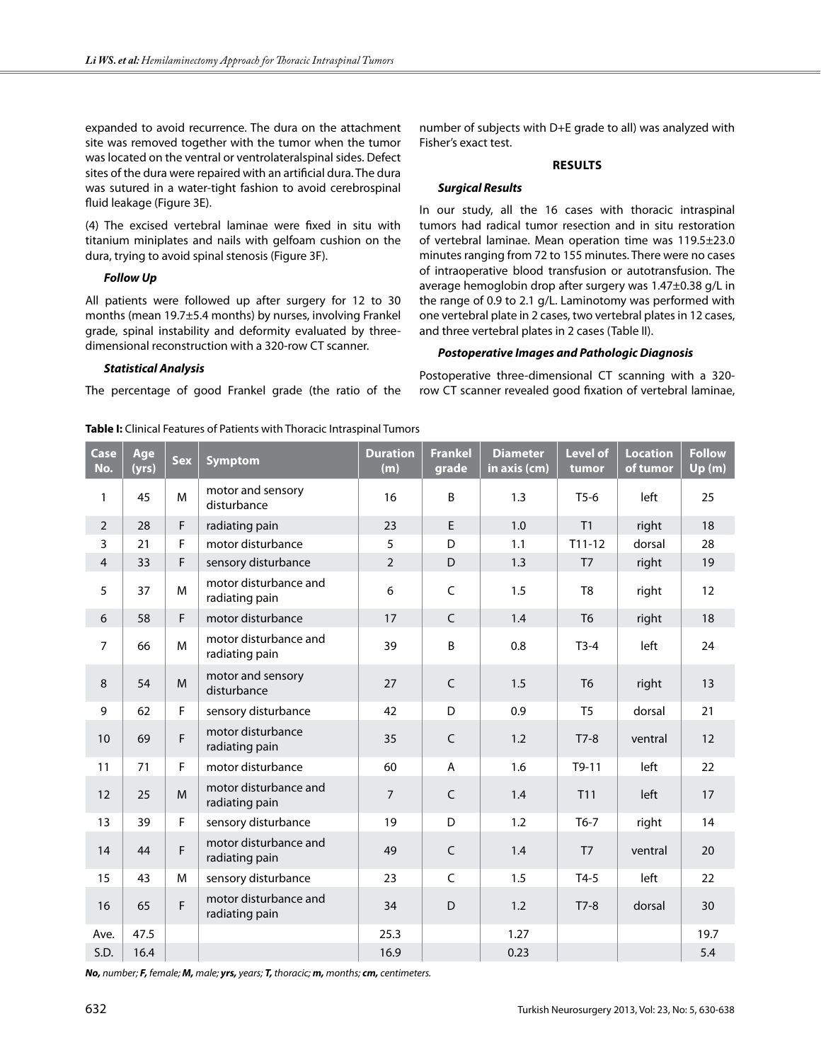expanded to avoid recurrence. The dura on the attachment site was removed together with the tumor when the tumor was located on the ventral or ventrolateralspinal sides. Defect sites of the dura were repaired with an artificial dura. The dura was sutured in a water-tight fashion to avoid cerebrospinal fluid leakage (Figure 3E).

(4) The excised vertebral laminae were fixed in situ with titanium miniplates and nails with gelfoam cushion on the dura, trying to avoid spinal stenosis (Figure 3F).

#### *Follow Up*

All patients were followed up after surgery for 12 to 30 months (mean 19.7±5.4 months) by nurses, involving Frankel grade, spinal instability and deformity evaluated by three-dimensional reconstruction with a 320-row CT scanner.

#### *Statistical Analysis*

The percentage of good Frankel grade (the ratio of the number of subjects with D+E grade to all) was analyzed with Fisher's exact test.

### RESULTS

#### *Surgical Results*

In our study, all the 16 cases with thoracic intraspinal tumors had radical tumor resection and in situ restoration of vertebral laminae. Mean operation time was 119.5±23.0 minutes ranging from 72 to 155 minutes. There were no cases of intraoperative blood transfusion or autotransfusion. The average hemoglobin drop after surgery was 1.47±0.38 g/L in the range of 0.9 to 2.1 g/L. Laminotomy was performed with one vertebral plate in 2 cases, two vertebral plates in 12 cases, and three vertebral plates in 2 cases (Table II).

#### *Postoperative Images and Pathologic Diagnosis*

Postoperative three-dimensional CT scanning with a 320-row CT scanner revealed good fixation of vertebral laminae,

**Table I:** Clinical Features of Patients with Thoracic Intraspinal Tumors

| Case No. | Age (yrs) | Sex | Symptom | Duration (m) | Frankel grade | Diameter in axis (cm) | Level of tumor | Location of tumor | Follow Up (m) |
|---|---|---|---|---|---|---|---|---|---|
| 1 | 45 | M | motor and sensory disturbance | 16 | B | 1.3 | T5-6 | left | 25 |
| 2 | 28 | F | radiating pain | 23 | E | 1.0 | T1 | right | 18 |
| 3 | 21 | F | motor disturbance | 5 | D | 1.1 | T11-12 | dorsal | 28 |
| 4 | 33 | F | sensory disturbance | 2 | D | 1.3 | T7 | right | 19 |
| 5 | 37 | M | motor disturbance and radiating pain | 6 | C | 1.5 | T8 | right | 12 |
| 6 | 58 | F | motor disturbance | 17 | C | 1.4 | T6 | right | 18 |
| 7 | 66 | M | motor disturbance and radiating pain | 39 | B | 0.8 | T3-4 | left | 24 |
| 8 | 54 | M | motor and sensory disturbance | 27 | C | 1.5 | T6 | right | 13 |
| 9 | 62 | F | sensory disturbance | 42 | D | 0.9 | T5 | dorsal | 21 |
| 10 | 69 | F | motor disturbance radiating pain | 35 | C | 1.2 | T7-8 | ventral | 12 |
| 11 | 71 | F | motor disturbance | 60 | A | 1.6 | T9-11 | left | 22 |
| 12 | 25 | M | motor disturbance and radiating pain | 7 | C | 1.4 | T11 | left | 17 |
| 13 | 39 | F | sensory disturbance | 19 | D | 1.2 | T6-7 | right | 14 |
| 14 | 44 | F | motor disturbance and radiating pain | 49 | C | 1.4 | T7 | ventral | 20 |
| 15 | 43 | M | sensory disturbance | 23 | C | 1.5 | T4-5 | left | 22 |
| 16 | 65 | F | motor disturbance and radiating pain | 34 | D | 1.2 | T7-8 | dorsal | 30 |
| Ave. | 47.5 | | | 25.3 | | 1.27 | | | 19.7 |
| S.D. | 16.4 | | | 16.9 | | 0.23 | | | 5.4 |

***No,*** *number;* ***F,*** *female;* ***M,*** *male;* ***yrs,*** *years;* ***T,*** *thoracic;* ***m,*** *months;* ***cm,*** *centimeters.*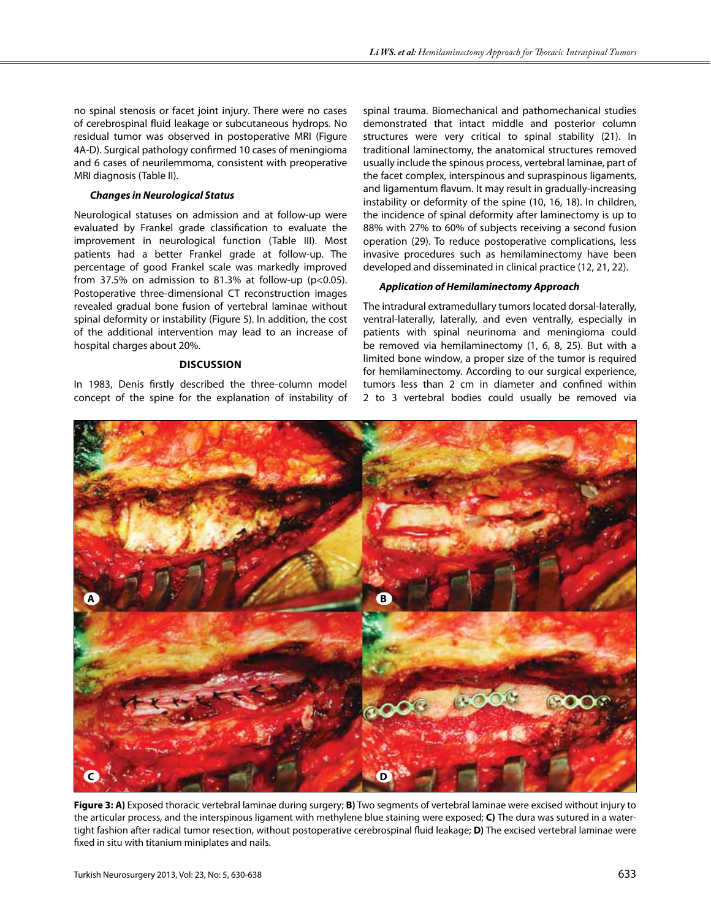no spinal stenosis or facet joint injury. There were no cases of cerebrospinal fluid leakage or subcutaneous hydrops. No residual tumor was observed in postoperative MRI (Figure 4A-D). Surgical pathology confirmed 10 cases of meningioma and 6 cases of neurilemmoma, consistent with preoperative MRI diagnosis (Table II).

### *Changes in Neurological Status*

Neurological statuses on admission and at follow-up were evaluated by Frankel grade classification to evaluate the improvement in neurological function (Table III). Most patients had a better Frankel grade at follow-up. The percentage of good Frankel scale was markedly improved from 37.5% on admission to 81.3% at follow-up ($p<0.05$). Postoperative three-dimensional CT reconstruction images revealed gradual bone fusion of vertebral laminae without spinal deformity or instability (Figure 5). In addition, the cost of the additional intervention may lead to an increase of hospital charges about 20%.

## DISCUSSION

In 1983, Denis firstly described the three-column model concept of the spine for the explanation of instability of spinal trauma. Biomechanical and pathomechanical studies demonstrated that intact middle and posterior column structures were very critical to spinal stability (21). In traditional laminectomy, the anatomical structures removed usually include the spinous process, vertebral laminae, part of the facet complex, interspinous and supraspinous ligaments, and ligamentum flavum. It may result in gradually-increasing instability or deformity of the spine (10, 16, 18). In children, the incidence of spinal deformity after laminectomy is up to 88% with 27% to 60% of subjects receiving a second fusion operation (29). To reduce postoperative complications, less invasive procedures such as hemilaminectomy have been developed and disseminated in clinical practice (12, 21, 22).

### *Application of Hemilaminectomy Approach*

The intradural extramedullary tumors located dorsal-laterally, ventral-laterally, laterally, and even ventrally, especially in patients with spinal neurinoma and meningioma could be removed via hemilaminectomy (1, 6, 8, 25). But with a limited bone window, a proper size of the tumor is required for hemilaminectomy. According to our surgical experience, tumors less than 2 cm in diameter and confined within 2 to 3 vertebral bodies could usually be removed via

**Figure 3: A)** Exposed thoracic vertebral laminae during surgery; **B)** Two segments of vertebral laminae were excised without injury to the articular process, and the interspinous ligament with methylene blue staining were exposed; **C)** The dura was sutured in a water-tight fashion after radical tumor resection, without postoperative cerebrospinal fluid leakage; **D)** The excised vertebral laminae were fixed in situ with titanium miniplates and nails.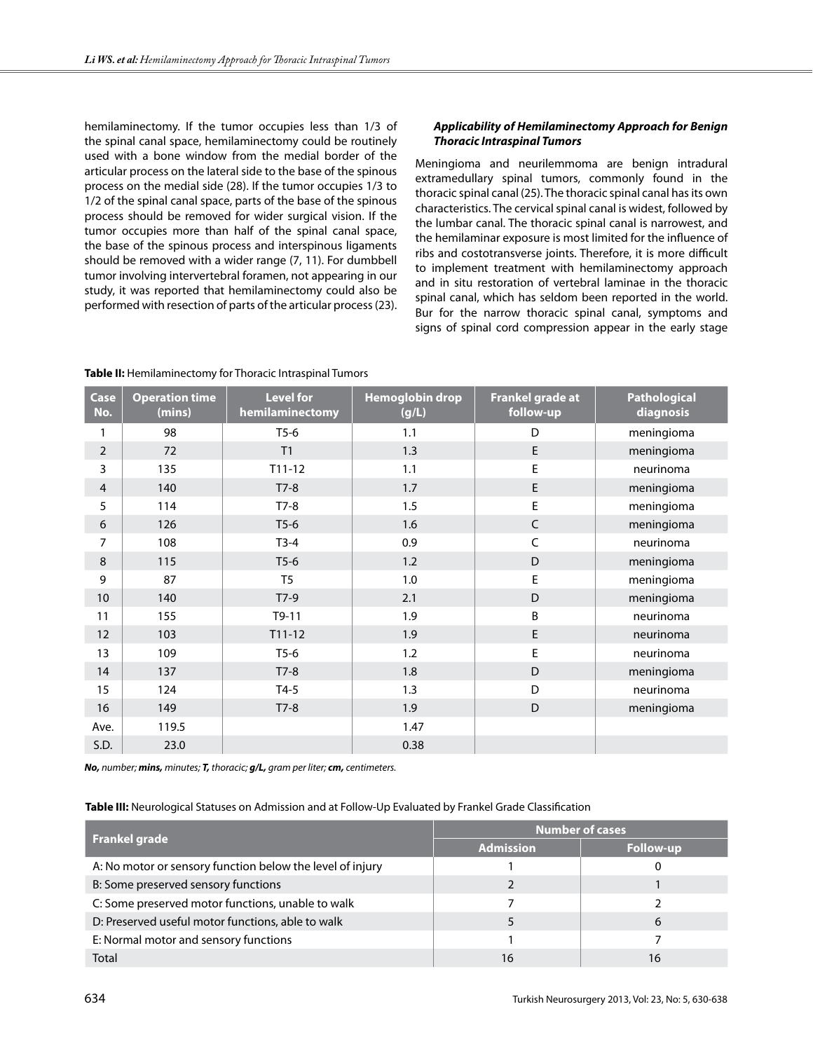hemilaminectomy. If the tumor occupies less than 1/3 of the spinal canal space, hemilaminectomy could be routinely used with a bone window from the medial border of the articular process on the lateral side to the base of the spinous process on the medial side (28). If the tumor occupies 1/3 to 1/2 of the spinal canal space, parts of the base of the spinous process should be removed for wider surgical vision. If the tumor occupies more than half of the spinal canal space, the base of the spinous process and interspinous ligaments should be removed with a wider range (7, 11). For dumbbell tumor involving intervertebral foramen, not appearing in our study, it was reported that hemilaminectomy could also be performed with resection of parts of the articular process (23).

### *Applicability of Hemilaminectomy Approach for Benign Thoracic Intraspinal Tumors*

Meningioma and neurilemmoma are benign intradural extramedullary spinal tumors, commonly found in the thoracic spinal canal (25). The thoracic spinal canal has its own characteristics. The cervical spinal canal is widest, followed by the lumbar canal. The thoracic spinal canal is narrowest, and the hemilaminar exposure is most limited for the influence of ribs and costotransverse joints. Therefore, it is more difficult to implement treatment with hemilaminectomy approach and in situ restoration of vertebral laminae in the thoracic spinal canal, which has seldom been reported in the world. Bur for the narrow thoracic spinal canal, symptoms and signs of spinal cord compression appear in the early stage

**Table II:** Hemilaminectomy for Thoracic Intraspinal Tumors

| Case No. | Operation time (mins) | Level for hemilaminectomy | Hemoglobin drop (g/L) | Frankel grade at follow-up | Pathological diagnosis |
|---|---|---|---|---|---|
| 1 | 98 | T5-6 | 1.1 | D | meningioma |
| 2 | 72 | T1 | 1.3 | E | meningioma |
| 3 | 135 | T11-12 | 1.1 | E | neurinoma |
| 4 | 140 | T7-8 | 1.7 | E | meningioma |
| 5 | 114 | T7-8 | 1.5 | E | meningioma |
| 6 | 126 | T5-6 | 1.6 | C | meningioma |
| 7 | 108 | T3-4 | 0.9 | C | neurinoma |
| 8 | 115 | T5-6 | 1.2 | D | meningioma |
| 9 | 87 | T5 | 1.0 | E | meningioma |
| 10 | 140 | T7-9 | 2.1 | D | meningioma |
| 11 | 155 | T9-11 | 1.9 | B | neurinoma |
| 12 | 103 | T11-12 | 1.9 | E | neurinoma |
| 13 | 109 | T5-6 | 1.2 | E | neurinoma |
| 14 | 137 | T7-8 | 1.8 | D | meningioma |
| 15 | 124 | T4-5 | 1.3 | D | neurinoma |
| 16 | 149 | T7-8 | 1.9 | D | meningioma |
| Ave. | 119.5 | | 1.47 | | |
| S.D. | 23.0 | | 0.38 | | |

***No,*** *number;* ***mins,*** *minutes;* ***T,*** *thoracic;* ***g/L,*** *gram per liter;* ***cm,*** *centimeters.*

**Table III:** Neurological Statuses on Admission and at Follow-Up Evaluated by Frankel Grade Classification

| Frankel grade | Number of cases | |
|---|---|---|
| | Admission | Follow-up |
| A: No motor or sensory function below the level of injury | 1 | 0 |
| B: Some preserved sensory functions | 2 | 1 |
| C: Some preserved motor functions, unable to walk | 7 | 2 |
| D: Preserved useful motor functions, able to walk | 5 | 6 |
| E: Normal motor and sensory functions | 1 | 7 |
| Total | 16 | 16 |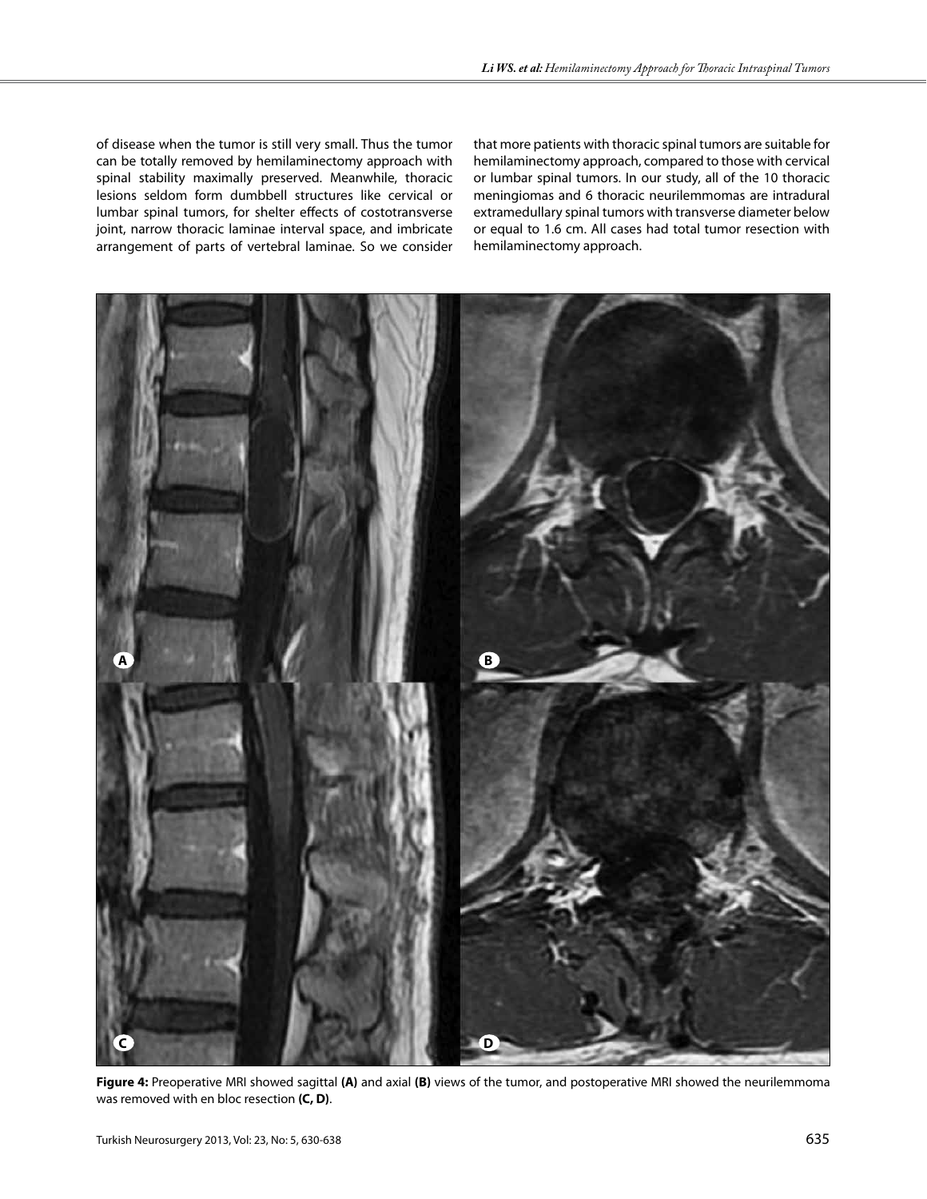of disease when the tumor is still very small. Thus the tumor can be totally removed by hemilaminectomy approach with spinal stability maximally preserved. Meanwhile, thoracic lesions seldom form dumbbell structures like cervical or lumbar spinal tumors, for shelter effects of costotransverse joint, narrow thoracic laminae interval space, and imbricate arrangement of parts of vertebral laminae. So we consider that more patients with thoracic spinal tumors are suitable for hemilaminectomy approach, compared to those with cervical or lumbar spinal tumors. In our study, all of the 10 thoracic meningiomas and 6 thoracic neurilemmomas are intradural extramedullary spinal tumors with transverse diameter below or equal to 1.6 cm. All cases had total tumor resection with hemilaminectomy approach.

**Figure 4:** Preoperative MRI showed sagittal **(A)** and axial **(B)** views of the tumor, and postoperative MRI showed the neurilemmoma was removed with en bloc resection **(C, D)**.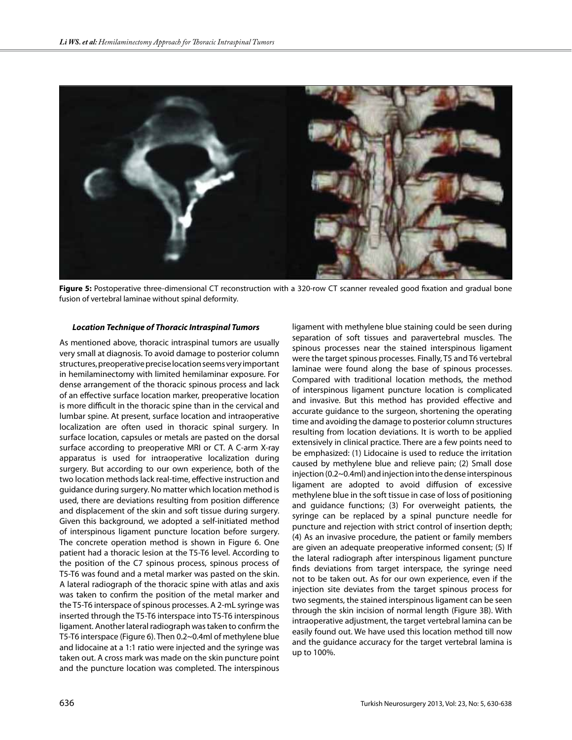**Figure 5:** Postoperative three-dimensional CT reconstruction with a 320-row CT scanner revealed good fixation and gradual bone fusion of vertebral laminae without spinal deformity.

### *Location Technique of Thoracic Intraspinal Tumors*

As mentioned above, thoracic intraspinal tumors are usually very small at diagnosis. To avoid damage to posterior column structures, preoperative precise location seems very important in hemilaminectomy with limited hemilaminar exposure. For dense arrangement of the thoracic spinous process and lack of an effective surface location marker, preoperative location is more difficult in the thoracic spine than in the cervical and lumbar spine. At present, surface location and intraoperative localization are often used in thoracic spinal surgery. In surface location, capsules or metals are pasted on the dorsal surface according to preoperative MRI or CT. A C-arm X-ray apparatus is used for intraoperative localization during surgery. But according to our own experience, both of the two location methods lack real-time, effective instruction and guidance during surgery. No matter which location method is used, there are deviations resulting from position difference and displacement of the skin and soft tissue during surgery. Given this background, we adopted a self-initiated method of interspinous ligament puncture location before surgery. The concrete operation method is shown in Figure 6. One patient had a thoracic lesion at the T5-T6 level. According to the position of the C7 spinous process, spinous process of T5-T6 was found and a metal marker was pasted on the skin. A lateral radiograph of the thoracic spine with atlas and axis was taken to confirm the position of the metal marker and the T5-T6 interspace of spinous processes. A 2-mL syringe was inserted through the T5-T6 interspace into T5-T6 interspinous ligament. Another lateral radiograph was taken to confirm the T5-T6 interspace (Figure 6). Then 0.2~0.4ml of methylene blue and lidocaine at a 1:1 ratio were injected and the syringe was taken out. A cross mark was made on the skin puncture point and the puncture location was completed. The interspinous ligament with methylene blue staining could be seen during separation of soft tissues and paravertebral muscles. The spinous processes near the stained interspinous ligament were the target spinous processes. Finally, T5 and T6 vertebral laminae were found along the base of spinous processes. Compared with traditional location methods, the method of interspinous ligament puncture location is complicated and invasive. But this method has provided effective and accurate guidance to the surgeon, shortening the operating time and avoiding the damage to posterior column structures resulting from location deviations. It is worth to be applied extensively in clinical practice. There are a few points need to be emphasized: (1) Lidocaine is used to reduce the irritation caused by methylene blue and relieve pain; (2) Small dose injection (0.2~0.4ml) and injection into the dense interspinous ligament are adopted to avoid diffusion of excessive methylene blue in the soft tissue in case of loss of positioning and guidance functions; (3) For overweight patients, the syringe can be replaced by a spinal puncture needle for puncture and rejection with strict control of insertion depth; (4) As an invasive procedure, the patient or family members are given an adequate preoperative informed consent; (5) If the lateral radiograph after interspinous ligament puncture finds deviations from target interspace, the syringe need not to be taken out. As for our own experience, even if the injection site deviates from the target spinous process for two segments, the stained interspinous ligament can be seen through the skin incision of normal length (Figure 3B). With intraoperative adjustment, the target vertebral lamina can be easily found out. We have used this location method till now and the guidance accuracy for the target vertebral lamina is up to 100%.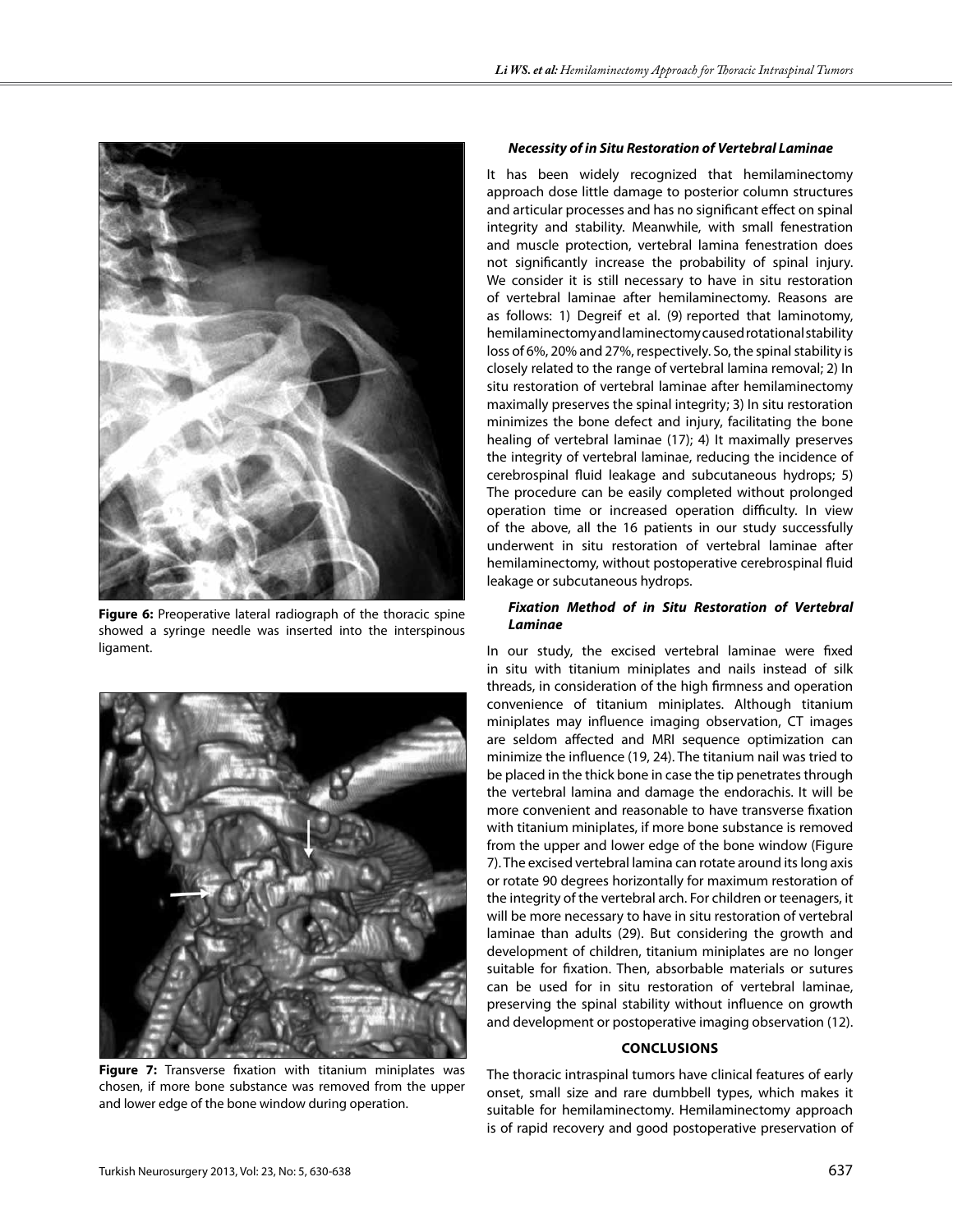**Figure 6:** Preoperative lateral radiograph of the thoracic spine showed a syringe needle was inserted into the interspinous ligament.

**Figure 7:** Transverse fixation with titanium miniplates was chosen, if more bone substance was removed from the upper and lower edge of the bone window during operation.

### *Necessity of in Situ Restoration of Vertebral Laminae*

It has been widely recognized that hemilaminectomy approach dose little damage to posterior column structures and articular processes and has no significant effect on spinal integrity and stability. Meanwhile, with small fenestration and muscle protection, vertebral lamina fenestration does not significantly increase the probability of spinal injury. We consider it is still necessary to have in situ restoration of vertebral laminae after hemilaminectomy. Reasons are as follows: 1) Degreif et al. (9) reported that laminotomy, hemilaminectomy and laminectomy caused rotational stability loss of 6%, 20% and 27%, respectively. So, the spinal stability is closely related to the range of vertebral lamina removal; 2) In situ restoration of vertebral laminae after hemilaminectomy maximally preserves the spinal integrity; 3) In situ restoration minimizes the bone defect and injury, facilitating the bone healing of vertebral laminae (17); 4) It maximally preserves the integrity of vertebral laminae, reducing the incidence of cerebrospinal fluid leakage and subcutaneous hydrops; 5) The procedure can be easily completed without prolonged operation time or increased operation difficulty. In view of the above, all the 16 patients in our study successfully underwent in situ restoration of vertebral laminae after hemilaminectomy, without postoperative cerebrospinal fluid leakage or subcutaneous hydrops.

### *Fixation Method of in Situ Restoration of Vertebral Laminae*

In our study, the excised vertebral laminae were fixed in situ with titanium miniplates and nails instead of silk threads, in consideration of the high firmness and operation convenience of titanium miniplates. Although titanium miniplates may influence imaging observation, CT images are seldom affected and MRI sequence optimization can minimize the influence (19, 24). The titanium nail was tried to be placed in the thick bone in case the tip penetrates through the vertebral lamina and damage the endorachis. It will be more convenient and reasonable to have transverse fixation with titanium miniplates, if more bone substance is removed from the upper and lower edge of the bone window (Figure 7). The excised vertebral lamina can rotate around its long axis or rotate 90 degrees horizontally for maximum restoration of the integrity of the vertebral arch. For children or teenagers, it will be more necessary to have in situ restoration of vertebral laminae than adults (29). But considering the growth and development of children, titanium miniplates are no longer suitable for fixation. Then, absorbable materials or sutures can be used for in situ restoration of vertebral laminae, preserving the spinal stability without influence on growth and development or postoperative imaging observation (12).

## CONCLUSIONS

The thoracic intraspinal tumors have clinical features of early onset, small size and rare dumbbell types, which makes it suitable for hemilaminectomy. Hemilaminectomy approach is of rapid recovery and good postoperative preservation of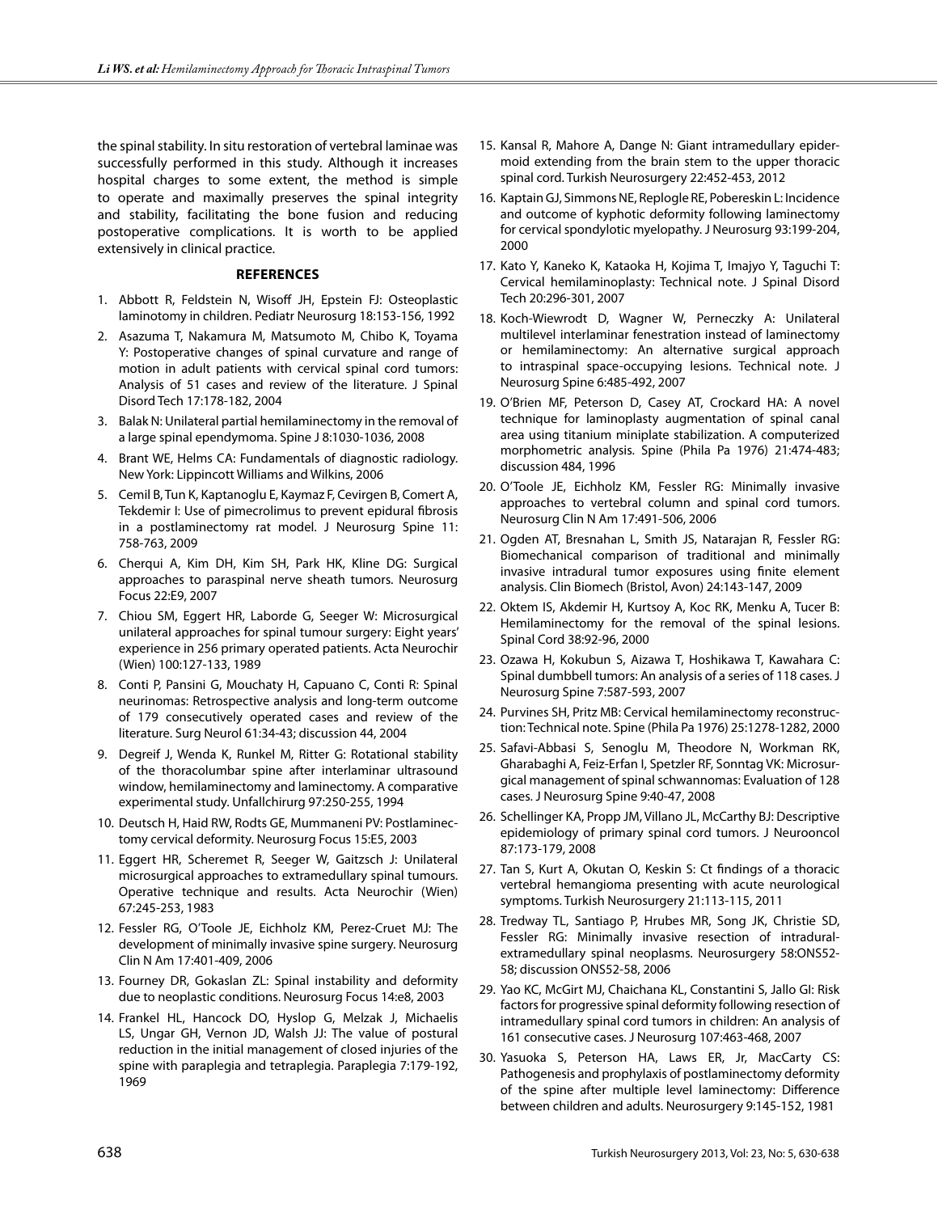the spinal stability. In situ restoration of vertebral laminae was successfully performed in this study. Although it increases hospital charges to some extent, the method is simple to operate and maximally preserves the spinal integrity and stability, facilitating the bone fusion and reducing postoperative complications. It is worth to be applied extensively in clinical practice.

## REFERENCES

1. Abbott R, Feldstein N, Wisoff JH, Epstein FJ: Osteoplastic laminotomy in children. Pediatr Neurosurg 18:153-156, 1992
2. Asazuma T, Nakamura M, Matsumoto M, Chibo K, Toyama Y: Postoperative changes of spinal curvature and range of motion in adult patients with cervical spinal cord tumors: Analysis of 51 cases and review of the literature. J Spinal Disord Tech 17:178-182, 2004
3. Balak N: Unilateral partial hemilaminectomy in the removal of a large spinal ependymoma. Spine J 8:1030-1036, 2008
4. Brant WE, Helms CA: Fundamentals of diagnostic radiology. New York: Lippincott Williams and Wilkins, 2006
5. Cemil B, Tun K, Kaptanoglu E, Kaymaz F, Cevirgen B, Comert A, Tekdemir I: Use of pimecrolimus to prevent epidural fibrosis in a postlaminectomy rat model. J Neurosurg Spine 11: 758-763, 2009
6. Cherqui A, Kim DH, Kim SH, Park HK, Kline DG: Surgical approaches to paraspinal nerve sheath tumors. Neurosurg Focus 22:E9, 2007
7. Chiou SM, Eggert HR, Laborde G, Seeger W: Microsurgical unilateral approaches for spinal tumour surgery: Eight years' experience in 256 primary operated patients. Acta Neurochir (Wien) 100:127-133, 1989
8. Conti P, Pansini G, Mouchaty H, Capuano C, Conti R: Spinal neurinomas: Retrospective analysis and long-term outcome of 179 consecutively operated cases and review of the literature. Surg Neurol 61:34-43; discussion 44, 2004
9. Degreif J, Wenda K, Runkel M, Ritter G: Rotational stability of the thoracolumbar spine after interlaminar ultrasound window, hemilaminectomy and laminectomy. A comparative experimental study. Unfallchirurg 97:250-255, 1994
10. Deutsch H, Haid RW, Rodts GE, Mummaneni PV: Postlaminectomy cervical deformity. Neurosurg Focus 15:E5, 2003
11. Eggert HR, Scheremet R, Seeger W, Gaitzsch J: Unilateral microsurgical approaches to extramedullary spinal tumours. Operative technique and results. Acta Neurochir (Wien) 67:245-253, 1983
12. Fessler RG, O'Toole JE, Eichholz KM, Perez-Cruet MJ: The development of minimally invasive spine surgery. Neurosurg Clin N Am 17:401-409, 2006
13. Fourney DR, Gokaslan ZL: Spinal instability and deformity due to neoplastic conditions. Neurosurg Focus 14:e8, 2003
14. Frankel HL, Hancock DO, Hyslop G, Melzak J, Michaelis LS, Ungar GH, Vernon JD, Walsh JJ: The value of postural reduction in the initial management of closed injuries of the spine with paraplegia and tetraplegia. Paraplegia 7:179-192, 1969
15. Kansal R, Mahore A, Dange N: Giant intramedullary epidermoid extending from the brain stem to the upper thoracic spinal cord. Turkish Neurosurgery 22:452-453, 2012
16. Kaptain GJ, Simmons NE, Replogle RE, Pobereskin L: Incidence and outcome of kyphotic deformity following laminectomy for cervical spondylotic myelopathy. J Neurosurg 93:199-204, 2000
17. Kato Y, Kaneko K, Kataoka H, Kojima T, Imajyo Y, Taguchi T: Cervical hemilaminoplasty: Technical note. J Spinal Disord Tech 20:296-301, 2007
18. Koch-Wiewrodt D, Wagner W, Perneczky A: Unilateral multilevel interlaminar fenestration instead of laminectomy or hemilaminectomy: An alternative surgical approach to intraspinal space-occupying lesions. Technical note. J Neurosurg Spine 6:485-492, 2007
19. O'Brien MF, Peterson D, Casey AT, Crockard HA: A novel technique for laminoplasty augmentation of spinal canal area using titanium miniplate stabilization. A computerized morphometric analysis. Spine (Phila Pa 1976) 21:474-483; discussion 484, 1996
20. O'Toole JE, Eichholz KM, Fessler RG: Minimally invasive approaches to vertebral column and spinal cord tumors. Neurosurg Clin N Am 17:491-506, 2006
21. Ogden AT, Bresnahan L, Smith JS, Natarajan R, Fessler RG: Biomechanical comparison of traditional and minimally invasive intradural tumor exposures using finite element analysis. Clin Biomech (Bristol, Avon) 24:143-147, 2009
22. Oktem IS, Akdemir H, Kurtsoy A, Koc RK, Menku A, Tucer B: Hemilaminectomy for the removal of the spinal lesions. Spinal Cord 38:92-96, 2000
23. Ozawa H, Kokubun S, Aizawa T, Hoshikawa T, Kawahara C: Spinal dumbbell tumors: An analysis of a series of 118 cases. J Neurosurg Spine 7:587-593, 2007
24. Purvines SH, Pritz MB: Cervical hemilaminectomy reconstruction: Technical note. Spine (Phila Pa 1976) 25:1278-1282, 2000
25. Safavi-Abbasi S, Senoglu M, Theodore N, Workman RK, Gharabaghi A, Feiz-Erfan I, Spetzler RF, Sonntag VK: Microsurgical management of spinal schwannomas: Evaluation of 128 cases. J Neurosurg Spine 9:40-47, 2008
26. Schellinger KA, Propp JM, Villano JL, McCarthy BJ: Descriptive epidemiology of primary spinal cord tumors. J Neurooncol 87:173-179, 2008
27. Tan S, Kurt A, Okutan O, Keskin S: Ct findings of a thoracic vertebral hemangioma presenting with acute neurological symptoms. Turkish Neurosurgery 21:113-115, 2011
28. Tredway TL, Santiago P, Hrubes MR, Song JK, Christie SD, Fessler RG: Minimally invasive resection of intradural-extramedullary spinal neoplasms. Neurosurgery 58:ONS52-58; discussion ONS52-58, 2006
29. Yao KC, McGirt MJ, Chaichana KL, Constantini S, Jallo GI: Risk factors for progressive spinal deformity following resection of intramedullary spinal cord tumors in children: An analysis of 161 consecutive cases. J Neurosurg 107:463-468, 2007
30. Yasuoka S, Peterson HA, Laws ER, Jr, MacCarty CS: Pathogenesis and prophylaxis of postlaminectomy deformity of the spine after multiple level laminectomy: Difference between children and adults. Neurosurgery 9:145-152, 1981